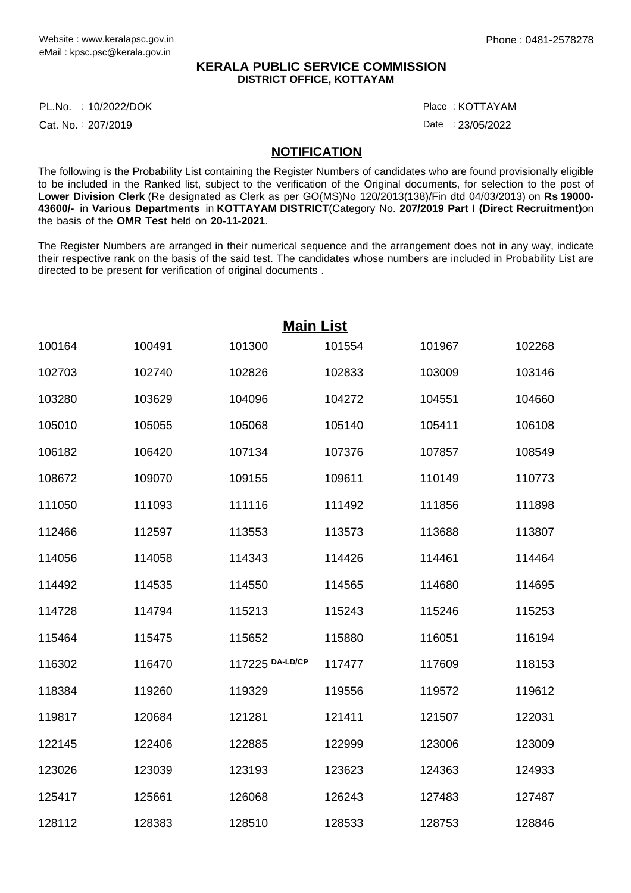Website : www.keralapsc.gov.in
eMail : kpsc.psc@kerala.gov.in

Phone : 0481-2578278

**KERALA PUBLIC SERVICE COMMISSION**
**DISTRICT OFFICE, KOTTAYAM**

PL.No. : 10/2022/DOK

Place : KOTTAYAM

Cat. No. : 207/2019

Date : 23/05/2022

## NOTIFICATION

The following is the Probability List containing the Register Numbers of candidates who are found provisionally eligible to be included in the Ranked list, subject to the verification of the Original documents, for selection to the post of **Lower Division Clerk** (Re designated as Clerk as per GO(MS)No 120/2013(138)/Fin dtd 04/03/2013) on **Rs 19000-43600/-** in **Various Departments** in **KOTTAYAM DISTRICT**(Category No. **207/2019 Part I (Direct Recruitment)**on the basis of the **OMR Test** held on **20-11-2021**.

The Register Numbers are arranged in their numerical sequence and the arrangement does not in any way, indicate their respective rank on the basis of the said test. The candidates whose numbers are included in Probability List are directed to be present for verification of original documents .

## Main List

| | | | | | |
|---|---|---|---|---|---|
| 100164 | 100491 | 101300 | 101554 | 101967 | 102268 |
| 102703 | 102740 | 102826 | 102833 | 103009 | 103146 |
| 103280 | 103629 | 104096 | 104272 | 104551 | 104660 |
| 105010 | 105055 | 105068 | 105140 | 105411 | 106108 |
| 106182 | 106420 | 107134 | 107376 | 107857 | 108549 |
| 108672 | 109070 | 109155 | 109611 | 110149 | 110773 |
| 111050 | 111093 | 111116 | 111492 | 111856 | 111898 |
| 112466 | 112597 | 113553 | 113573 | 113688 | 113807 |
| 114056 | 114058 | 114343 | 114426 | 114461 | 114464 |
| 114492 | 114535 | 114550 | 114565 | 114680 | 114695 |
| 114728 | 114794 | 115213 | 115243 | 115246 | 115253 |
| 115464 | 115475 | 115652 | 115880 | 116051 | 116194 |
| 116302 | 116470 | 117225 DA-LD/CP | 117477 | 117609 | 118153 |
| 118384 | 119260 | 119329 | 119556 | 119572 | 119612 |
| 119817 | 120684 | 121281 | 121411 | 121507 | 122031 |
| 122145 | 122406 | 122885 | 122999 | 123006 | 123009 |
| 123026 | 123039 | 123193 | 123623 | 124363 | 124933 |
| 125417 | 125661 | 126068 | 126243 | 127483 | 127487 |
| 128112 | 128383 | 128510 | 128533 | 128753 | 128846 |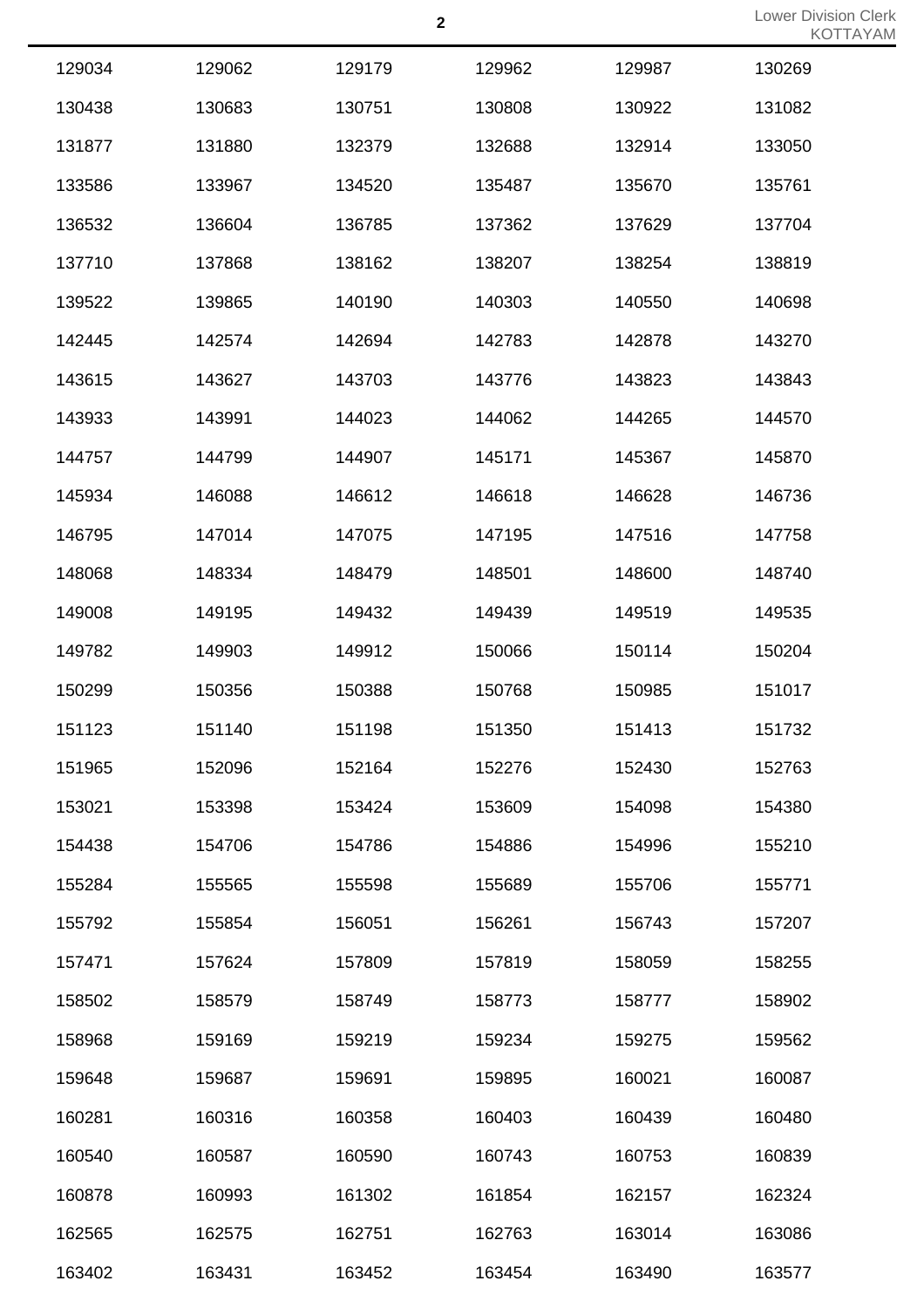| | | | | | |
|---|---|---|---|---|---|
| 129034 | 129062 | 129179 | 129962 | 129987 | 130269 |
| 130438 | 130683 | 130751 | 130808 | 130922 | 131082 |
| 131877 | 131880 | 132379 | 132688 | 132914 | 133050 |
| 133586 | 133967 | 134520 | 135487 | 135670 | 135761 |
| 136532 | 136604 | 136785 | 137362 | 137629 | 137704 |
| 137710 | 137868 | 138162 | 138207 | 138254 | 138819 |
| 139522 | 139865 | 140190 | 140303 | 140550 | 140698 |
| 142445 | 142574 | 142694 | 142783 | 142878 | 143270 |
| 143615 | 143627 | 143703 | 143776 | 143823 | 143843 |
| 143933 | 143991 | 144023 | 144062 | 144265 | 144570 |
| 144757 | 144799 | 144907 | 145171 | 145367 | 145870 |
| 145934 | 146088 | 146612 | 146618 | 146628 | 146736 |
| 146795 | 147014 | 147075 | 147195 | 147516 | 147758 |
| 148068 | 148334 | 148479 | 148501 | 148600 | 148740 |
| 149008 | 149195 | 149432 | 149439 | 149519 | 149535 |
| 149782 | 149903 | 149912 | 150066 | 150114 | 150204 |
| 150299 | 150356 | 150388 | 150768 | 150985 | 151017 |
| 151123 | 151140 | 151198 | 151350 | 151413 | 151732 |
| 151965 | 152096 | 152164 | 152276 | 152430 | 152763 |
| 153021 | 153398 | 153424 | 153609 | 154098 | 154380 |
| 154438 | 154706 | 154786 | 154886 | 154996 | 155210 |
| 155284 | 155565 | 155598 | 155689 | 155706 | 155771 |
| 155792 | 155854 | 156051 | 156261 | 156743 | 157207 |
| 157471 | 157624 | 157809 | 157819 | 158059 | 158255 |
| 158502 | 158579 | 158749 | 158773 | 158777 | 158902 |
| 158968 | 159169 | 159219 | 159234 | 159275 | 159562 |
| 159648 | 159687 | 159691 | 159895 | 160021 | 160087 |
| 160281 | 160316 | 160358 | 160403 | 160439 | 160480 |
| 160540 | 160587 | 160590 | 160743 | 160753 | 160839 |
| 160878 | 160993 | 161302 | 161854 | 162157 | 162324 |
| 162565 | 162575 | 162751 | 162763 | 163014 | 163086 |
| 163402 | 163431 | 163452 | 163454 | 163490 | 163577 |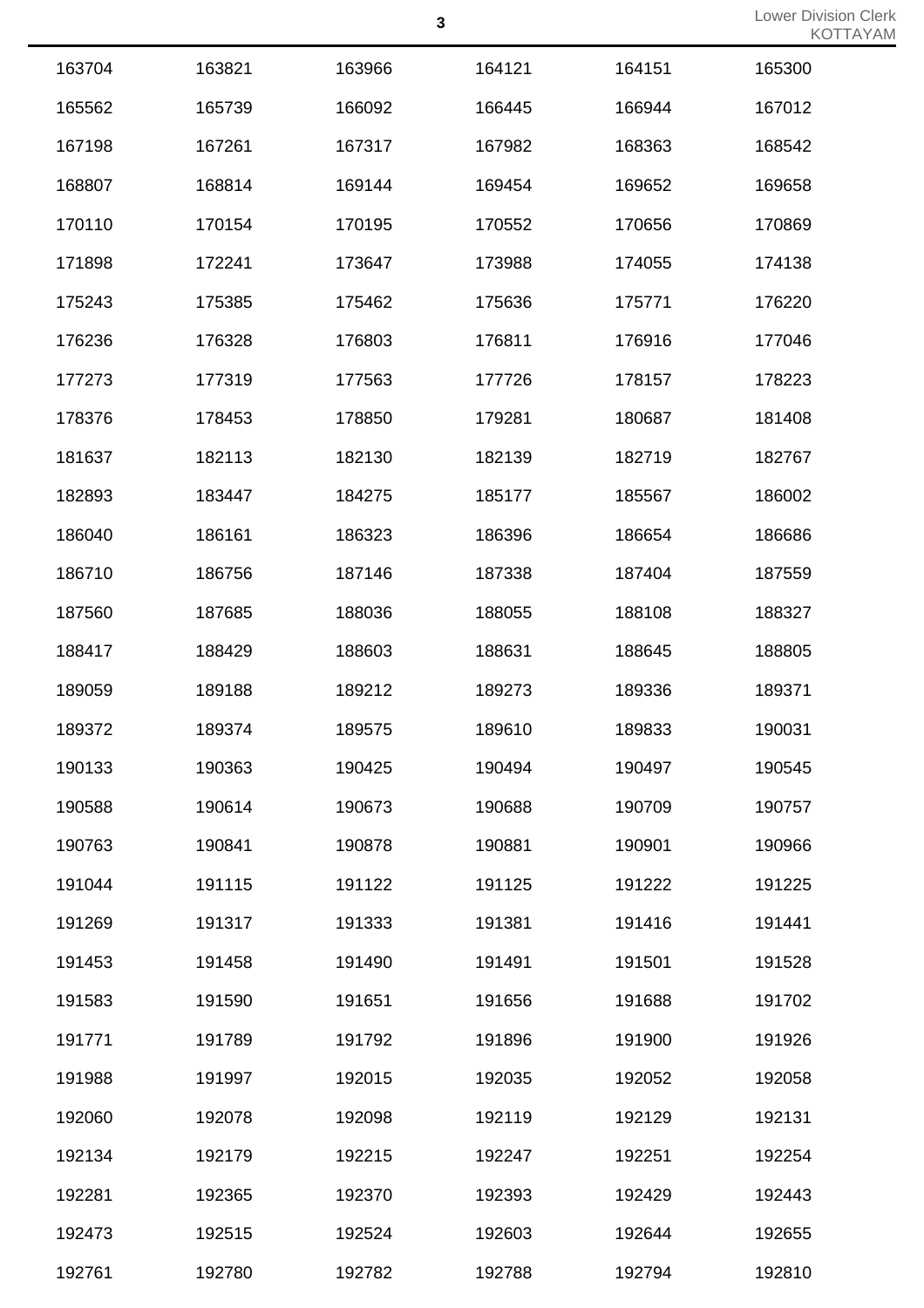| | | | | | |
|---|---|---|---|---|---|
| 163704 | 163821 | 163966 | 164121 | 164151 | 165300 |
| 165562 | 165739 | 166092 | 166445 | 166944 | 167012 |
| 167198 | 167261 | 167317 | 167982 | 168363 | 168542 |
| 168807 | 168814 | 169144 | 169454 | 169652 | 169658 |
| 170110 | 170154 | 170195 | 170552 | 170656 | 170869 |
| 171898 | 172241 | 173647 | 173988 | 174055 | 174138 |
| 175243 | 175385 | 175462 | 175636 | 175771 | 176220 |
| 176236 | 176328 | 176803 | 176811 | 176916 | 177046 |
| 177273 | 177319 | 177563 | 177726 | 178157 | 178223 |
| 178376 | 178453 | 178850 | 179281 | 180687 | 181408 |
| 181637 | 182113 | 182130 | 182139 | 182719 | 182767 |
| 182893 | 183447 | 184275 | 185177 | 185567 | 186002 |
| 186040 | 186161 | 186323 | 186396 | 186654 | 186686 |
| 186710 | 186756 | 187146 | 187338 | 187404 | 187559 |
| 187560 | 187685 | 188036 | 188055 | 188108 | 188327 |
| 188417 | 188429 | 188603 | 188631 | 188645 | 188805 |
| 189059 | 189188 | 189212 | 189273 | 189336 | 189371 |
| 189372 | 189374 | 189575 | 189610 | 189833 | 190031 |
| 190133 | 190363 | 190425 | 190494 | 190497 | 190545 |
| 190588 | 190614 | 190673 | 190688 | 190709 | 190757 |
| 190763 | 190841 | 190878 | 190881 | 190901 | 190966 |
| 191044 | 191115 | 191122 | 191125 | 191222 | 191225 |
| 191269 | 191317 | 191333 | 191381 | 191416 | 191441 |
| 191453 | 191458 | 191490 | 191491 | 191501 | 191528 |
| 191583 | 191590 | 191651 | 191656 | 191688 | 191702 |
| 191771 | 191789 | 191792 | 191896 | 191900 | 191926 |
| 191988 | 191997 | 192015 | 192035 | 192052 | 192058 |
| 192060 | 192078 | 192098 | 192119 | 192129 | 192131 |
| 192134 | 192179 | 192215 | 192247 | 192251 | 192254 |
| 192281 | 192365 | 192370 | 192393 | 192429 | 192443 |
| 192473 | 192515 | 192524 | 192603 | 192644 | 192655 |
| 192761 | 192780 | 192782 | 192788 | 192794 | 192810 |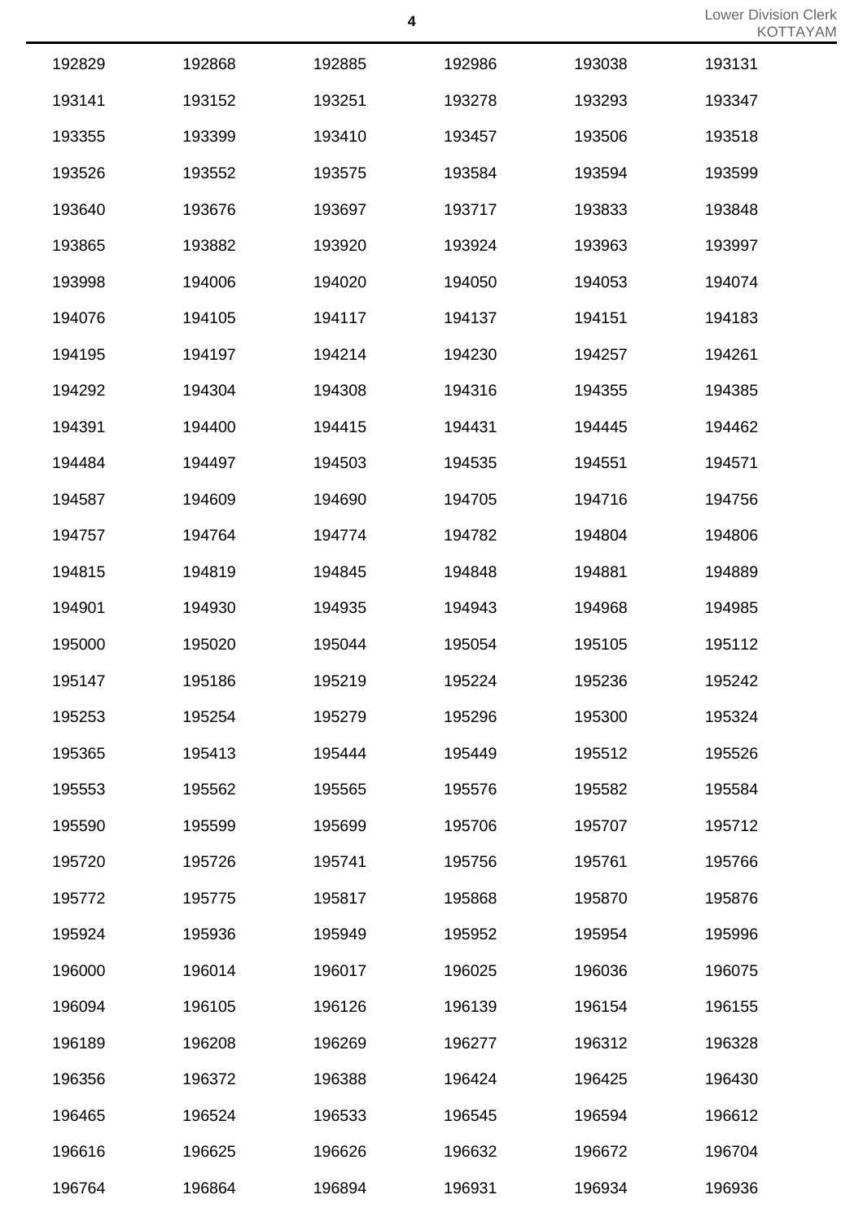| | | | | | |
|---|---|---|---|---|---|
| 192829 | 192868 | 192885 | 192986 | 193038 | 193131 |
| 193141 | 193152 | 193251 | 193278 | 193293 | 193347 |
| 193355 | 193399 | 193410 | 193457 | 193506 | 193518 |
| 193526 | 193552 | 193575 | 193584 | 193594 | 193599 |
| 193640 | 193676 | 193697 | 193717 | 193833 | 193848 |
| 193865 | 193882 | 193920 | 193924 | 193963 | 193997 |
| 193998 | 194006 | 194020 | 194050 | 194053 | 194074 |
| 194076 | 194105 | 194117 | 194137 | 194151 | 194183 |
| 194195 | 194197 | 194214 | 194230 | 194257 | 194261 |
| 194292 | 194304 | 194308 | 194316 | 194355 | 194385 |
| 194391 | 194400 | 194415 | 194431 | 194445 | 194462 |
| 194484 | 194497 | 194503 | 194535 | 194551 | 194571 |
| 194587 | 194609 | 194690 | 194705 | 194716 | 194756 |
| 194757 | 194764 | 194774 | 194782 | 194804 | 194806 |
| 194815 | 194819 | 194845 | 194848 | 194881 | 194889 |
| 194901 | 194930 | 194935 | 194943 | 194968 | 194985 |
| 195000 | 195020 | 195044 | 195054 | 195105 | 195112 |
| 195147 | 195186 | 195219 | 195224 | 195236 | 195242 |
| 195253 | 195254 | 195279 | 195296 | 195300 | 195324 |
| 195365 | 195413 | 195444 | 195449 | 195512 | 195526 |
| 195553 | 195562 | 195565 | 195576 | 195582 | 195584 |
| 195590 | 195599 | 195699 | 195706 | 195707 | 195712 |
| 195720 | 195726 | 195741 | 195756 | 195761 | 195766 |
| 195772 | 195775 | 195817 | 195868 | 195870 | 195876 |
| 195924 | 195936 | 195949 | 195952 | 195954 | 195996 |
| 196000 | 196014 | 196017 | 196025 | 196036 | 196075 |
| 196094 | 196105 | 196126 | 196139 | 196154 | 196155 |
| 196189 | 196208 | 196269 | 196277 | 196312 | 196328 |
| 196356 | 196372 | 196388 | 196424 | 196425 | 196430 |
| 196465 | 196524 | 196533 | 196545 | 196594 | 196612 |
| 196616 | 196625 | 196626 | 196632 | 196672 | 196704 |
| 196764 | 196864 | 196894 | 196931 | 196934 | 196936 |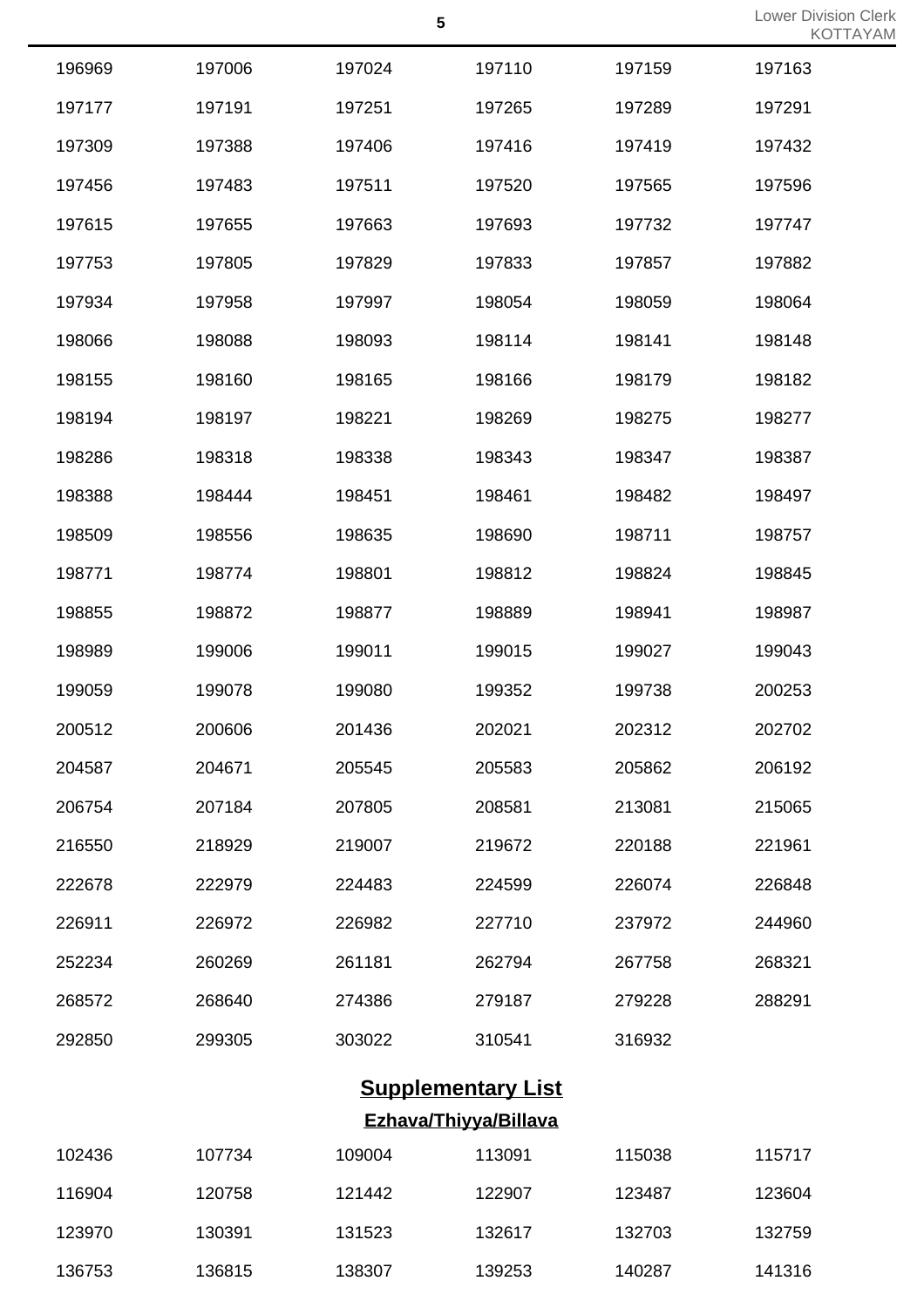| | | | | | |
|---|---|---|---|---|---|
| 196969 | 197006 | 197024 | 197110 | 197159 | 197163 |
| 197177 | 197191 | 197251 | 197265 | 197289 | 197291 |
| 197309 | 197388 | 197406 | 197416 | 197419 | 197432 |
| 197456 | 197483 | 197511 | 197520 | 197565 | 197596 |
| 197615 | 197655 | 197663 | 197693 | 197732 | 197747 |
| 197753 | 197805 | 197829 | 197833 | 197857 | 197882 |
| 197934 | 197958 | 197997 | 198054 | 198059 | 198064 |
| 198066 | 198088 | 198093 | 198114 | 198141 | 198148 |
| 198155 | 198160 | 198165 | 198166 | 198179 | 198182 |
| 198194 | 198197 | 198221 | 198269 | 198275 | 198277 |
| 198286 | 198318 | 198338 | 198343 | 198347 | 198387 |
| 198388 | 198444 | 198451 | 198461 | 198482 | 198497 |
| 198509 | 198556 | 198635 | 198690 | 198711 | 198757 |
| 198771 | 198774 | 198801 | 198812 | 198824 | 198845 |
| 198855 | 198872 | 198877 | 198889 | 198941 | 198987 |
| 198989 | 199006 | 199011 | 199015 | 199027 | 199043 |
| 199059 | 199078 | 199080 | 199352 | 199738 | 200253 |
| 200512 | 200606 | 201436 | 202021 | 202312 | 202702 |
| 204587 | 204671 | 205545 | 205583 | 205862 | 206192 |
| 206754 | 207184 | 207805 | 208581 | 213081 | 215065 |
| 216550 | 218929 | 219007 | 219672 | 220188 | 221961 |
| 222678 | 222979 | 224483 | 224599 | 226074 | 226848 |
| 226911 | 226972 | 226982 | 227710 | 237972 | 244960 |
| 252234 | 260269 | 261181 | 262794 | 267758 | 268321 |
| 268572 | 268640 | 274386 | 279187 | 279228 | 288291 |
| 292850 | 299305 | 303022 | 310541 | 316932 | |

## Supplementary List

### Ezhava/Thiyya/Billava

| | | | | | |
|---|---|---|---|---|---|
| 102436 | 107734 | 109004 | 113091 | 115038 | 115717 |
| 116904 | 120758 | 121442 | 122907 | 123487 | 123604 |
| 123970 | 130391 | 131523 | 132617 | 132703 | 132759 |
| 136753 | 136815 | 138307 | 139253 | 140287 | 141316 |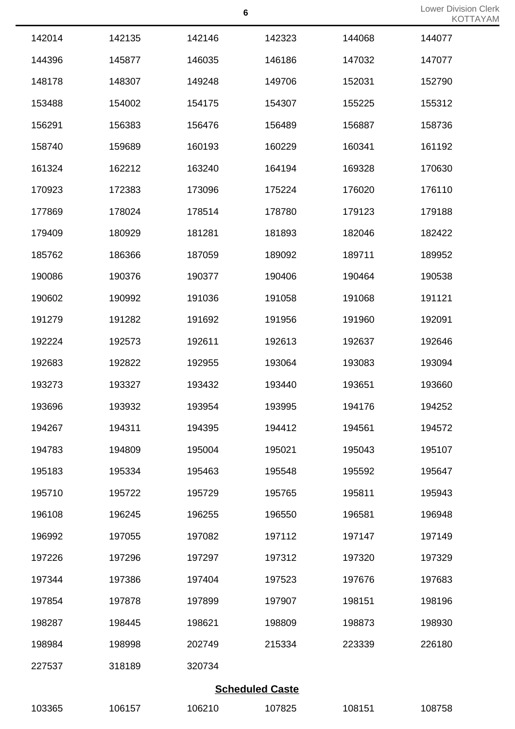| | | | | | |
|---|---|---|---|---|---|
| 142014 | 142135 | 142146 | 142323 | 144068 | 144077 |
| 144396 | 145877 | 146035 | 146186 | 147032 | 147077 |
| 148178 | 148307 | 149248 | 149706 | 152031 | 152790 |
| 153488 | 154002 | 154175 | 154307 | 155225 | 155312 |
| 156291 | 156383 | 156476 | 156489 | 156887 | 158736 |
| 158740 | 159689 | 160193 | 160229 | 160341 | 161192 |
| 161324 | 162212 | 163240 | 164194 | 169328 | 170630 |
| 170923 | 172383 | 173096 | 175224 | 176020 | 176110 |
| 177869 | 178024 | 178514 | 178780 | 179123 | 179188 |
| 179409 | 180929 | 181281 | 181893 | 182046 | 182422 |
| 185762 | 186366 | 187059 | 189092 | 189711 | 189952 |
| 190086 | 190376 | 190377 | 190406 | 190464 | 190538 |
| 190602 | 190992 | 191036 | 191058 | 191068 | 191121 |
| 191279 | 191282 | 191692 | 191956 | 191960 | 192091 |
| 192224 | 192573 | 192611 | 192613 | 192637 | 192646 |
| 192683 | 192822 | 192955 | 193064 | 193083 | 193094 |
| 193273 | 193327 | 193432 | 193440 | 193651 | 193660 |
| 193696 | 193932 | 193954 | 193995 | 194176 | 194252 |
| 194267 | 194311 | 194395 | 194412 | 194561 | 194572 |
| 194783 | 194809 | 195004 | 195021 | 195043 | 195107 |
| 195183 | 195334 | 195463 | 195548 | 195592 | 195647 |
| 195710 | 195722 | 195729 | 195765 | 195811 | 195943 |
| 196108 | 196245 | 196255 | 196550 | 196581 | 196948 |
| 196992 | 197055 | 197082 | 197112 | 197147 | 197149 |
| 197226 | 197296 | 197297 | 197312 | 197320 | 197329 |
| 197344 | 197386 | 197404 | 197523 | 197676 | 197683 |
| 197854 | 197878 | 197899 | 197907 | 198151 | 198196 |
| 198287 | 198445 | 198621 | 198809 | 198873 | 198930 |
| 198984 | 198998 | 202749 | 215334 | 223339 | 226180 |
| 227537 | 318189 | 320734 | | | |

**Scheduled Caste**

| | | | | | |
|---|---|---|---|---|---|
| 103365 | 106157 | 106210 | 107825 | 108151 | 108758 |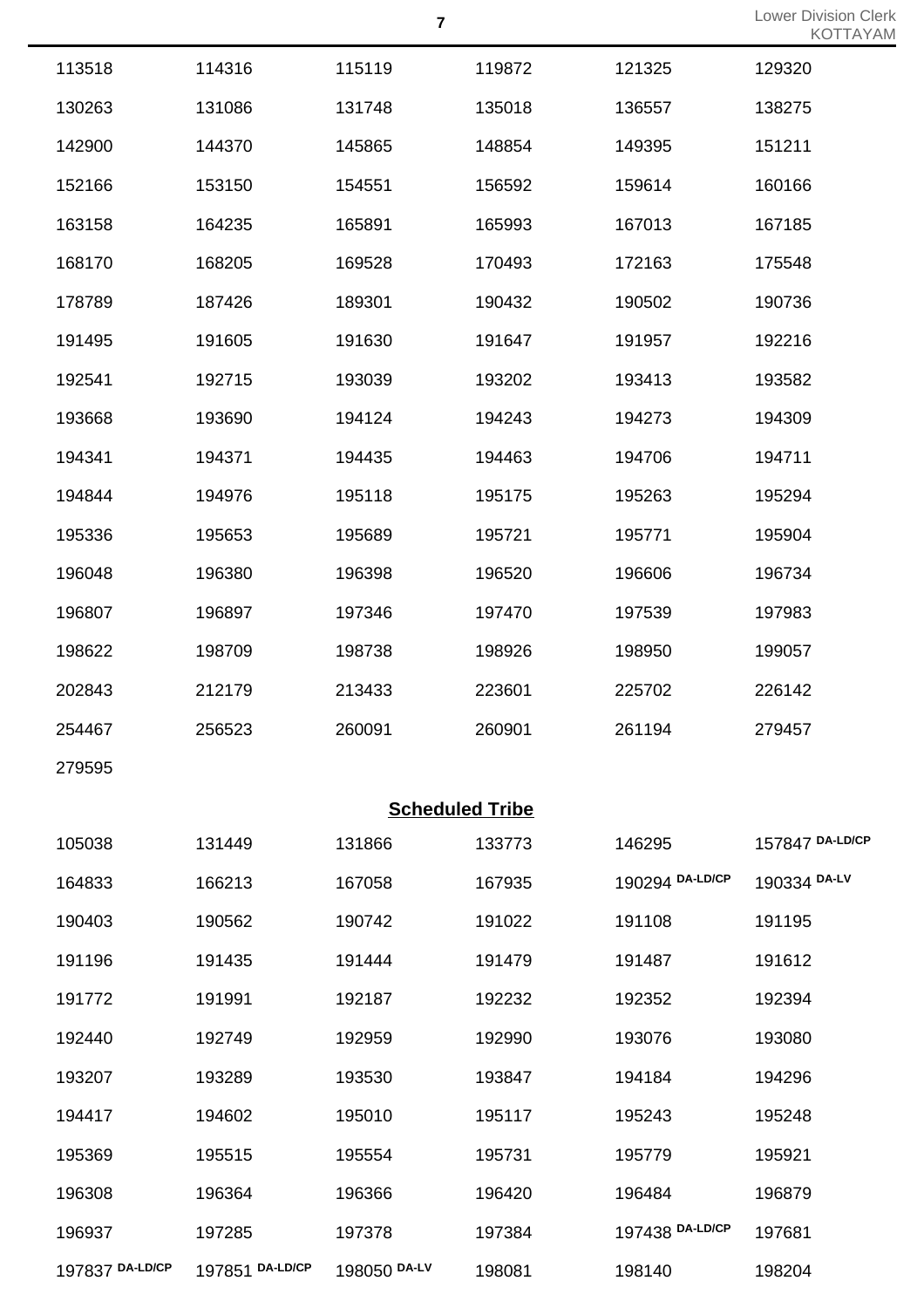| | | | | | |
|---|---|---|---|---|---|
| 113518 | 114316 | 115119 | 119872 | 121325 | 129320 |
| 130263 | 131086 | 131748 | 135018 | 136557 | 138275 |
| 142900 | 144370 | 145865 | 148854 | 149395 | 151211 |
| 152166 | 153150 | 154551 | 156592 | 159614 | 160166 |
| 163158 | 164235 | 165891 | 165993 | 167013 | 167185 |
| 168170 | 168205 | 169528 | 170493 | 172163 | 175548 |
| 178789 | 187426 | 189301 | 190432 | 190502 | 190736 |
| 191495 | 191605 | 191630 | 191647 | 191957 | 192216 |
| 192541 | 192715 | 193039 | 193202 | 193413 | 193582 |
| 193668 | 193690 | 194124 | 194243 | 194273 | 194309 |
| 194341 | 194371 | 194435 | 194463 | 194706 | 194711 |
| 194844 | 194976 | 195118 | 195175 | 195263 | 195294 |
| 195336 | 195653 | 195689 | 195721 | 195771 | 195904 |
| 196048 | 196380 | 196398 | 196520 | 196606 | 196734 |
| 196807 | 196897 | 197346 | 197470 | 197539 | 197983 |
| 198622 | 198709 | 198738 | 198926 | 198950 | 199057 |
| 202843 | 212179 | 213433 | 223601 | 225702 | 226142 |
| 254467 | 256523 | 260091 | 260901 | 261194 | 279457 |
| 279595 | | | | | |

**Scheduled Tribe**

| | | | | | |
|---|---|---|---|---|---|
| 105038 | 131449 | 131866 | 133773 | 146295 | 157847 DA-LD/CP |
| 164833 | 166213 | 167058 | 167935 | 190294 DA-LD/CP | 190334 DA-LV |
| 190403 | 190562 | 190742 | 191022 | 191108 | 191195 |
| 191196 | 191435 | 191444 | 191479 | 191487 | 191612 |
| 191772 | 191991 | 192187 | 192232 | 192352 | 192394 |
| 192440 | 192749 | 192959 | 192990 | 193076 | 193080 |
| 193207 | 193289 | 193530 | 193847 | 194184 | 194296 |
| 194417 | 194602 | 195010 | 195117 | 195243 | 195248 |
| 195369 | 195515 | 195554 | 195731 | 195779 | 195921 |
| 196308 | 196364 | 196366 | 196420 | 196484 | 196879 |
| 196937 | 197285 | 197378 | 197384 | 197438 DA-LD/CP | 197681 |
| 197837 DA-LD/CP | 197851 DA-LD/CP | 198050 DA-LV | 198081 | 198140 | 198204 |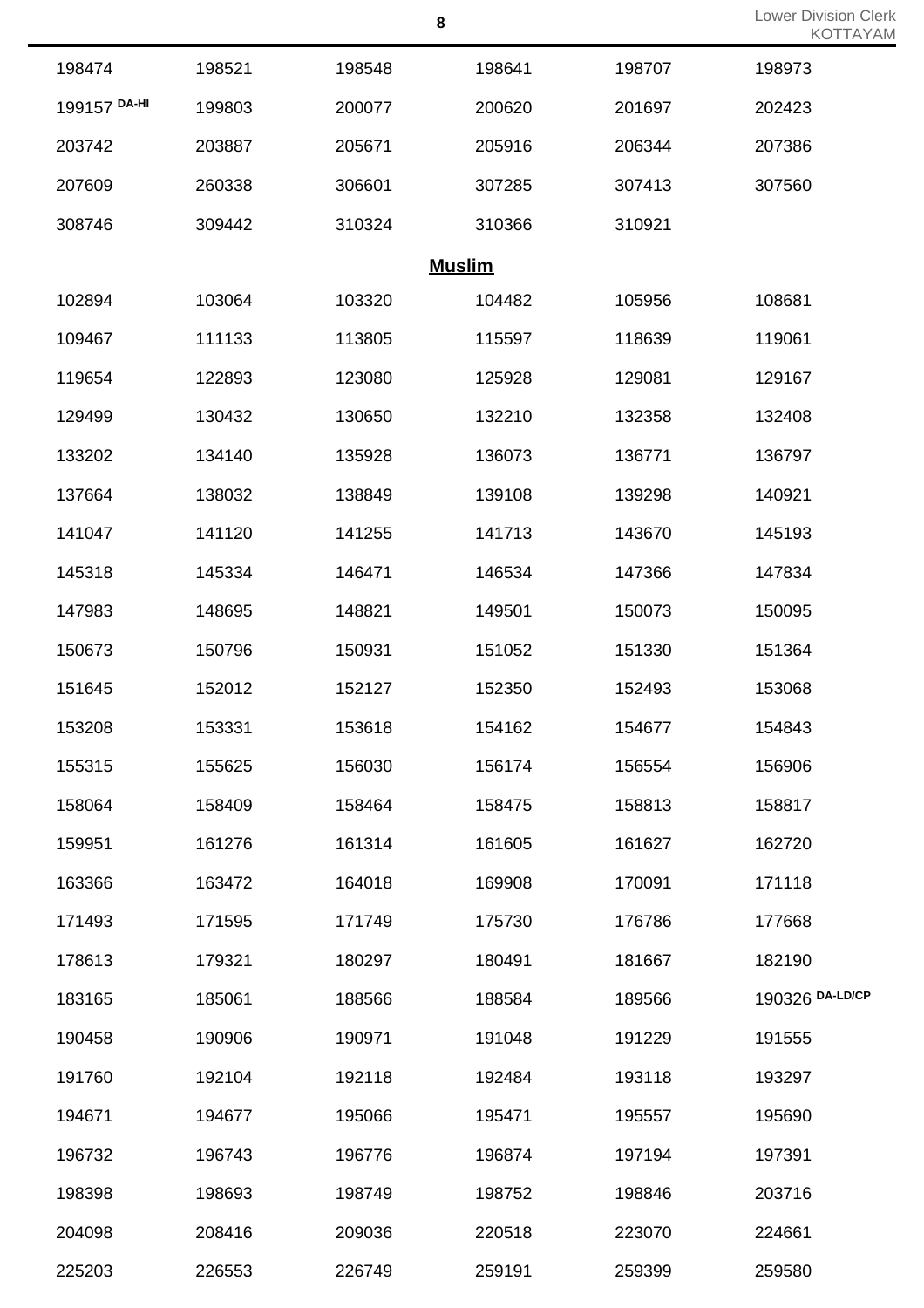| | | | | | |
|---|---|---|---|---|---|
| 198474 | 198521 | 198548 | 198641 | 198707 | 198973 |
| 199157 DA-HI | 199803 | 200077 | 200620 | 201697 | 202423 |
| 203742 | 203887 | 205671 | 205916 | 206344 | 207386 |
| 207609 | 260338 | 306601 | 307285 | 307413 | 307560 |
| 308746 | 309442 | 310324 | 310366 | 310921 | |

## **Muslim**

| | | | | | |
|---|---|---|---|---|---|
| 102894 | 103064 | 103320 | 104482 | 105956 | 108681 |
| 109467 | 111133 | 113805 | 115597 | 118639 | 119061 |
| 119654 | 122893 | 123080 | 125928 | 129081 | 129167 |
| 129499 | 130432 | 130650 | 132210 | 132358 | 132408 |
| 133202 | 134140 | 135928 | 136073 | 136771 | 136797 |
| 137664 | 138032 | 138849 | 139108 | 139298 | 140921 |
| 141047 | 141120 | 141255 | 141713 | 143670 | 145193 |
| 145318 | 145334 | 146471 | 146534 | 147366 | 147834 |
| 147983 | 148695 | 148821 | 149501 | 150073 | 150095 |
| 150673 | 150796 | 150931 | 151052 | 151330 | 151364 |
| 151645 | 152012 | 152127 | 152350 | 152493 | 153068 |
| 153208 | 153331 | 153618 | 154162 | 154677 | 154843 |
| 155315 | 155625 | 156030 | 156174 | 156554 | 156906 |
| 158064 | 158409 | 158464 | 158475 | 158813 | 158817 |
| 159951 | 161276 | 161314 | 161605 | 161627 | 162720 |
| 163366 | 163472 | 164018 | 169908 | 170091 | 171118 |
| 171493 | 171595 | 171749 | 175730 | 176786 | 177668 |
| 178613 | 179321 | 180297 | 180491 | 181667 | 182190 |
| 183165 | 185061 | 188566 | 188584 | 189566 | 190326 DA-LD/CP |
| 190458 | 190906 | 190971 | 191048 | 191229 | 191555 |
| 191760 | 192104 | 192118 | 192484 | 193118 | 193297 |
| 194671 | 194677 | 195066 | 195471 | 195557 | 195690 |
| 196732 | 196743 | 196776 | 196874 | 197194 | 197391 |
| 198398 | 198693 | 198749 | 198752 | 198846 | 203716 |
| 204098 | 208416 | 209036 | 220518 | 223070 | 224661 |
| 225203 | 226553 | 226749 | 259191 | 259399 | 259580 |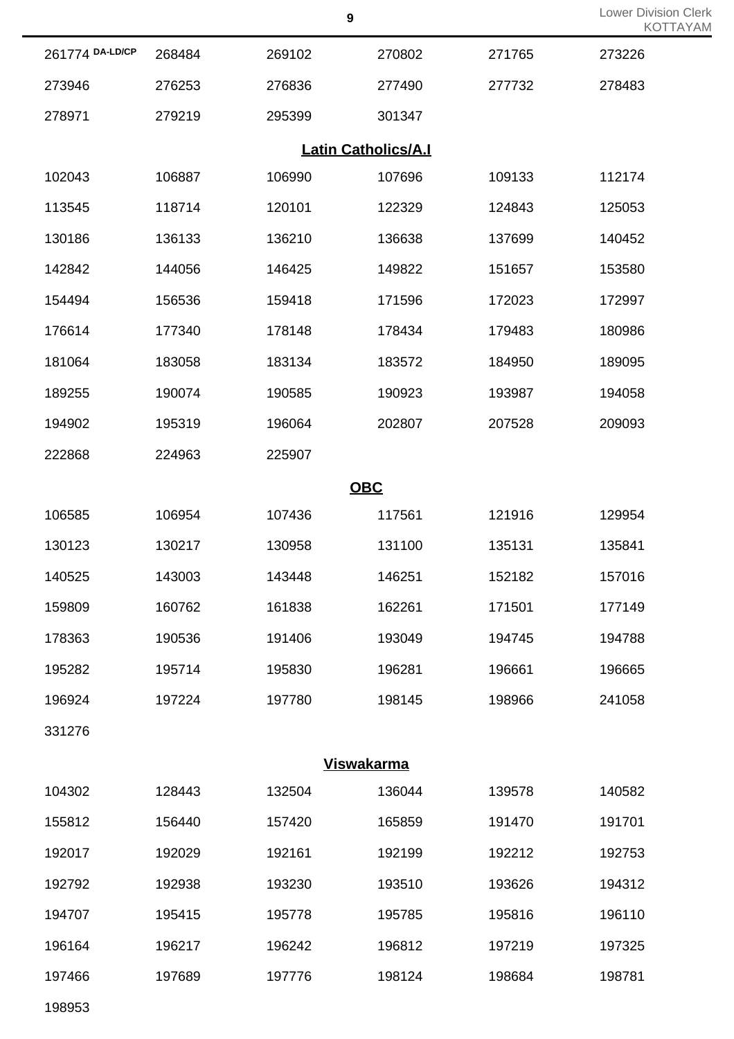| | | | | | |
|---|---|---|---|---|---|
| 261774 DA-LD/CP | 268484 | 269102 | 270802 | 271765 | 273226 |
| 273946 | 276253 | 276836 | 277490 | 277732 | 278483 |
| 278971 | 279219 | 295399 | 301347 | | |

**Latin Catholics/A.I**

| | | | | | |
|---|---|---|---|---|---|
| 102043 | 106887 | 106990 | 107696 | 109133 | 112174 |
| 113545 | 118714 | 120101 | 122329 | 124843 | 125053 |
| 130186 | 136133 | 136210 | 136638 | 137699 | 140452 |
| 142842 | 144056 | 146425 | 149822 | 151657 | 153580 |
| 154494 | 156536 | 159418 | 171596 | 172023 | 172997 |
| 176614 | 177340 | 178148 | 178434 | 179483 | 180986 |
| 181064 | 183058 | 183134 | 183572 | 184950 | 189095 |
| 189255 | 190074 | 190585 | 190923 | 193987 | 194058 |
| 194902 | 195319 | 196064 | 202807 | 207528 | 209093 |
| 222868 | 224963 | 225907 | | | |

**OBC**

| | | | | | |
|---|---|---|---|---|---|
| 106585 | 106954 | 107436 | 117561 | 121916 | 129954 |
| 130123 | 130217 | 130958 | 131100 | 135131 | 135841 |
| 140525 | 143003 | 143448 | 146251 | 152182 | 157016 |
| 159809 | 160762 | 161838 | 162261 | 171501 | 177149 |
| 178363 | 190536 | 191406 | 193049 | 194745 | 194788 |
| 195282 | 195714 | 195830 | 196281 | 196661 | 196665 |
| 196924 | 197224 | 197780 | 198145 | 198966 | 241058 |
| 331276 | | | | | |

**Viswakarma**

| | | | | | |
|---|---|---|---|---|---|
| 104302 | 128443 | 132504 | 136044 | 139578 | 140582 |
| 155812 | 156440 | 157420 | 165859 | 191470 | 191701 |
| 192017 | 192029 | 192161 | 192199 | 192212 | 192753 |
| 192792 | 192938 | 193230 | 193510 | 193626 | 194312 |
| 194707 | 195415 | 195778 | 195785 | 195816 | 196110 |
| 196164 | 196217 | 196242 | 196812 | 197219 | 197325 |
| 197466 | 197689 | 197776 | 198124 | 198684 | 198781 |
| 198953 | | | | | |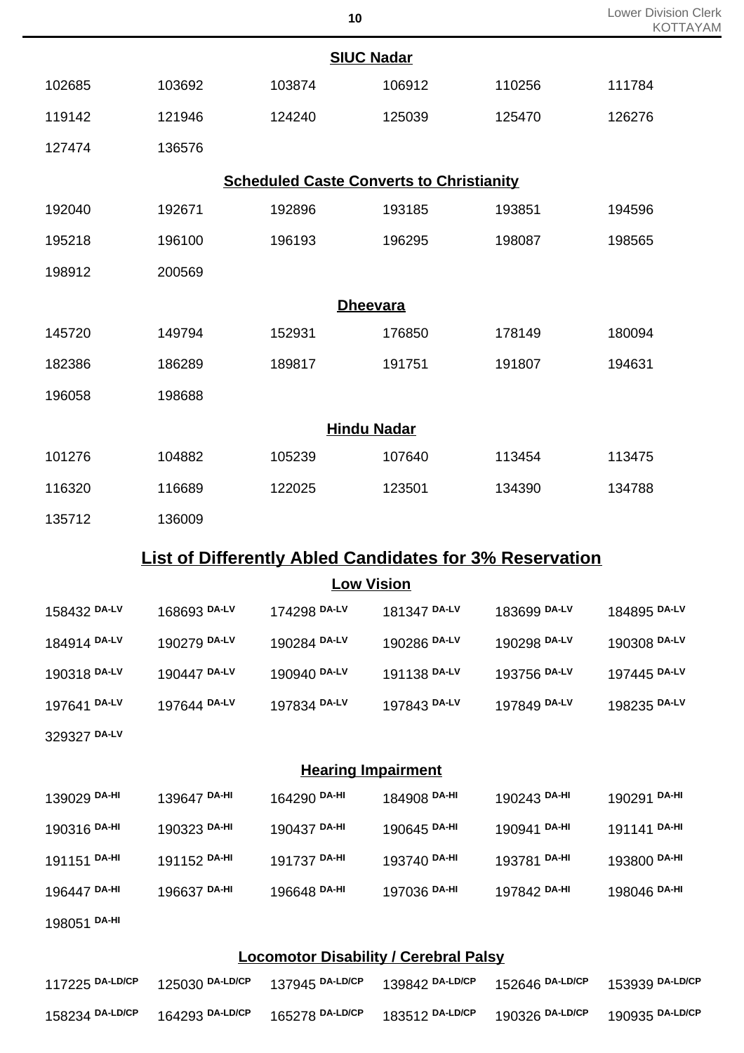### SIUC Nadar

| | | | | | |
|---|---|---|---|---|---|
| 102685 | 103692 | 103874 | 106912 | 110256 | 111784 |
| 119142 | 121946 | 124240 | 125039 | 125470 | 126276 |
| 127474 | 136576 | | | | |

### Scheduled Caste Converts to Christianity

| | | | | | |
|---|---|---|---|---|---|
| 192040 | 192671 | 192896 | 193185 | 193851 | 194596 |
| 195218 | 196100 | 196193 | 196295 | 198087 | 198565 |
| 198912 | 200569 | | | | |

### Dheevara

| | | | | | |
|---|---|---|---|---|---|
| 145720 | 149794 | 152931 | 176850 | 178149 | 180094 |
| 182386 | 186289 | 189817 | 191751 | 191807 | 194631 |
| 196058 | 198688 | | | | |

### Hindu Nadar

| | | | | | |
|---|---|---|---|---|---|
| 101276 | 104882 | 105239 | 107640 | 113454 | 113475 |
| 116320 | 116689 | 122025 | 123501 | 134390 | 134788 |
| 135712 | 136009 | | | | |

## List of Differently Abled Candidates for 3% Reservation

### Low Vision

| | | | | | |
|---|---|---|---|---|---|
| 158432 DA-LV | 168693 DA-LV | 174298 DA-LV | 181347 DA-LV | 183699 DA-LV | 184895 DA-LV |
| 184914 DA-LV | 190279 DA-LV | 190284 DA-LV | 190286 DA-LV | 190298 DA-LV | 190308 DA-LV |
| 190318 DA-LV | 190447 DA-LV | 190940 DA-LV | 191138 DA-LV | 193756 DA-LV | 197445 DA-LV |
| 197641 DA-LV | 197644 DA-LV | 197834 DA-LV | 197843 DA-LV | 197849 DA-LV | 198235 DA-LV |
| 329327 DA-LV | | | | | |

### Hearing Impairment

| | | | | | |
|---|---|---|---|---|---|
| 139029 DA-HI | 139647 DA-HI | 164290 DA-HI | 184908 DA-HI | 190243 DA-HI | 190291 DA-HI |
| 190316 DA-HI | 190323 DA-HI | 190437 DA-HI | 190645 DA-HI | 190941 DA-HI | 191141 DA-HI |
| 191151 DA-HI | 191152 DA-HI | 191737 DA-HI | 193740 DA-HI | 193781 DA-HI | 193800 DA-HI |
| 196447 DA-HI | 196637 DA-HI | 196648 DA-HI | 197036 DA-HI | 197842 DA-HI | 198046 DA-HI |
| 198051 DA-HI | | | | | |

### Locomotor Disability / Cerebral Palsy

| | | | | | |
|---|---|---|---|---|---|
| 117225 DA-LD/CP | 125030 DA-LD/CP | 137945 DA-LD/CP | 139842 DA-LD/CP | 152646 DA-LD/CP | 153939 DA-LD/CP |
| 158234 DA-LD/CP | 164293 DA-LD/CP | 165278 DA-LD/CP | 183512 DA-LD/CP | 190326 DA-LD/CP | 190935 DA-LD/CP |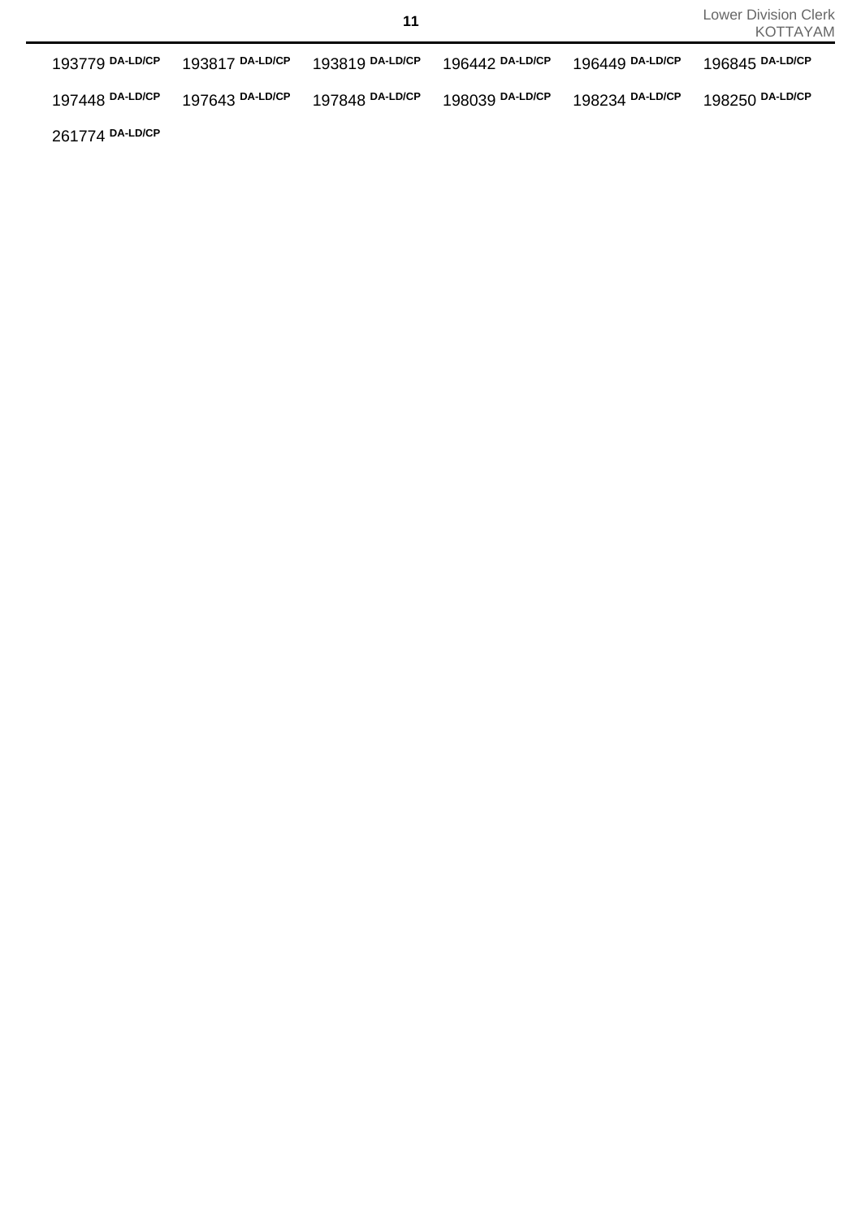193779 DA-LD/CP 193817 DA-LD/CP 193819 DA-LD/CP 196442 DA-LD/CP 196449 DA-LD/CP 196845 DA-LD/CP

197448 DA-LD/CP 197643 DA-LD/CP 197848 DA-LD/CP 198039 DA-LD/CP 198234 DA-LD/CP 198250 DA-LD/CP

261774 DA-LD/CP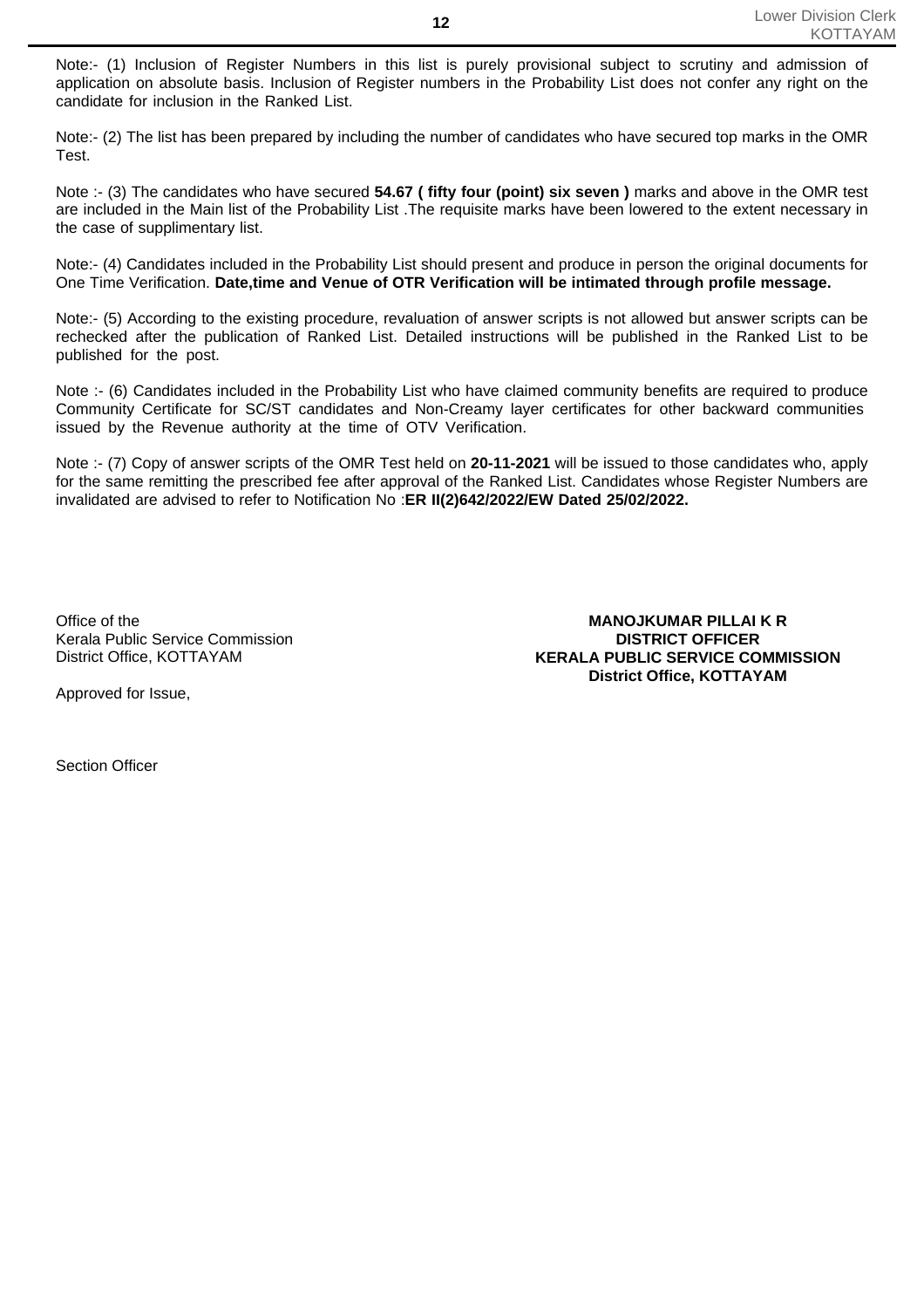Note:- (1) Inclusion of Register Numbers in this list is purely provisional subject to scrutiny and admission of application on absolute basis. Inclusion of Register numbers in the Probability List does not confer any right on the candidate for inclusion in the Ranked List.

Note:- (2) The list has been prepared by including the number of candidates who have secured top marks in the OMR Test.

Note :- (3) The candidates who have secured **54.67 ( fifty four (point) six seven )** marks and above in the OMR test are included in the Main list of the Probability List .The requisite marks have been lowered to the extent necessary in the case of supplimentary list.

Note:- (4) Candidates included in the Probability List should present and produce in person the original documents for One Time Verification. **Date,time and Venue of OTR Verification will be intimated through profile message.**

Note:- (5) According to the existing procedure, revaluation of answer scripts is not allowed but answer scripts can be rechecked after the publication of Ranked List. Detailed instructions will be published in the Ranked List to be published for the post.

Note :- (6) Candidates included in the Probability List who have claimed community benefits are required to produce Community Certificate for SC/ST candidates and Non-Creamy layer certificates for other backward communities issued by the Revenue authority at the time of OTV Verification.

Note :- (7) Copy of answer scripts of the OMR Test held on **20-11-2021** will be issued to those candidates who, apply for the same remitting the prescribed fee after approval of the Ranked List. Candidates whose Register Numbers are invalidated are advised to refer to Notification No :**ER II(2)642/2022/EW Dated 25/02/2022.**

Office of the
Kerala Public Service Commission
District Office, KOTTAYAM

**MANOJKUMAR PILLAI K R**
**DISTRICT OFFICER**
**KERALA PUBLIC SERVICE COMMISSION**
**District Office, KOTTAYAM**

Approved for Issue,

Section Officer